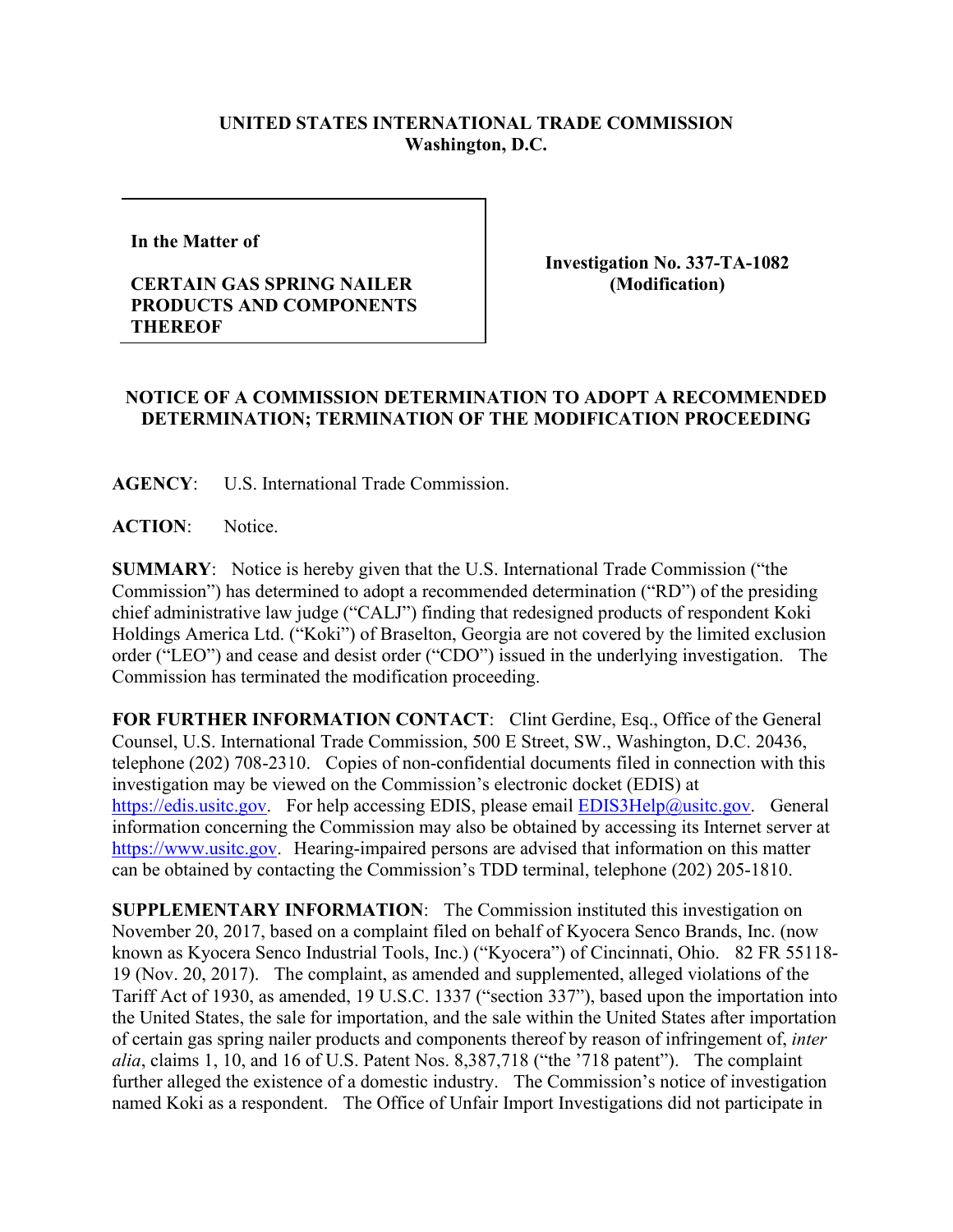**UNITED STATES INTERNATIONAL TRADE COMMISSION**
**Washington, D.C.**

| **In the Matter of**<br><br>**CERTAIN GAS SPRING NAILER PRODUCTS AND COMPONENTS THEREOF** | **Investigation No. 337-TA-1082 (Modification)** |
|---|---|

**NOTICE OF A COMMISSION DETERMINATION TO ADOPT A RECOMMENDED DETERMINATION; TERMINATION OF THE MODIFICATION PROCEEDING**

**AGENCY**: U.S. International Trade Commission.

**ACTION**: Notice.

**SUMMARY**: Notice is hereby given that the U.S. International Trade Commission ("the Commission") has determined to adopt a recommended determination ("RD") of the presiding chief administrative law judge ("CALJ") finding that redesigned products of respondent Koki Holdings America Ltd. ("Koki") of Braselton, Georgia are not covered by the limited exclusion order ("LEO") and cease and desist order ("CDO") issued in the underlying investigation. The Commission has terminated the modification proceeding.

**FOR FURTHER INFORMATION CONTACT**: Clint Gerdine, Esq., Office of the General Counsel, U.S. International Trade Commission, 500 E Street, SW., Washington, D.C. 20436, telephone (202) 708-2310. Copies of non-confidential documents filed in connection with this investigation may be viewed on the Commission's electronic docket (EDIS) at https://edis.usitc.gov. For help accessing EDIS, please email EDIS3Help@usitc.gov. General information concerning the Commission may also be obtained by accessing its Internet server at https://www.usitc.gov. Hearing-impaired persons are advised that information on this matter can be obtained by contacting the Commission's TDD terminal, telephone (202) 205-1810.

**SUPPLEMENTARY INFORMATION**: The Commission instituted this investigation on November 20, 2017, based on a complaint filed on behalf of Kyocera Senco Brands, Inc. (now known as Kyocera Senco Industrial Tools, Inc.) ("Kyocera") of Cincinnati, Ohio. 82 FR 55118-19 (Nov. 20, 2017). The complaint, as amended and supplemented, alleged violations of the Tariff Act of 1930, as amended, 19 U.S.C. 1337 ("section 337"), based upon the importation into the United States, the sale for importation, and the sale within the United States after importation of certain gas spring nailer products and components thereof by reason of infringement of, *inter alia*, claims 1, 10, and 16 of U.S. Patent Nos. 8,387,718 ("the '718 patent"). The complaint further alleged the existence of a domestic industry. The Commission's notice of investigation named Koki as a respondent. The Office of Unfair Import Investigations did not participate in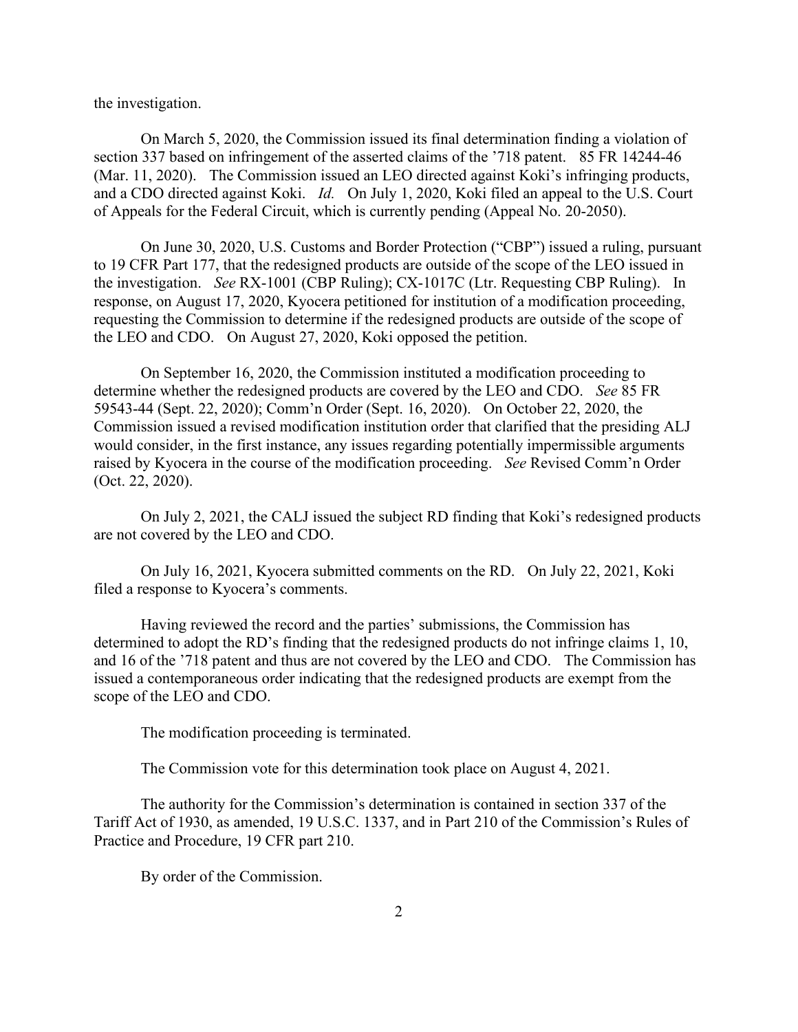the investigation.

On March 5, 2020, the Commission issued its final determination finding a violation of section 337 based on infringement of the asserted claims of the ’718 patent. 85 FR 14244-46 (Mar. 11, 2020). The Commission issued an LEO directed against Koki’s infringing products, and a CDO directed against Koki. *Id.* On July 1, 2020, Koki filed an appeal to the U.S. Court of Appeals for the Federal Circuit, which is currently pending (Appeal No. 20-2050).

On June 30, 2020, U.S. Customs and Border Protection (“CBP”) issued a ruling, pursuant to 19 CFR Part 177, that the redesigned products are outside of the scope of the LEO issued in the investigation. *See* RX-1001 (CBP Ruling); CX-1017C (Ltr. Requesting CBP Ruling). In response, on August 17, 2020, Kyocera petitioned for institution of a modification proceeding, requesting the Commission to determine if the redesigned products are outside of the scope of the LEO and CDO. On August 27, 2020, Koki opposed the petition.

On September 16, 2020, the Commission instituted a modification proceeding to determine whether the redesigned products are covered by the LEO and CDO. *See* 85 FR 59543-44 (Sept. 22, 2020); Comm’n Order (Sept. 16, 2020). On October 22, 2020, the Commission issued a revised modification institution order that clarified that the presiding ALJ would consider, in the first instance, any issues regarding potentially impermissible arguments raised by Kyocera in the course of the modification proceeding. *See* Revised Comm’n Order (Oct. 22, 2020).

On July 2, 2021, the CALJ issued the subject RD finding that Koki’s redesigned products are not covered by the LEO and CDO.

On July 16, 2021, Kyocera submitted comments on the RD. On July 22, 2021, Koki filed a response to Kyocera’s comments.

Having reviewed the record and the parties’ submissions, the Commission has determined to adopt the RD’s finding that the redesigned products do not infringe claims 1, 10, and 16 of the ’718 patent and thus are not covered by the LEO and CDO. The Commission has issued a contemporaneous order indicating that the redesigned products are exempt from the scope of the LEO and CDO.

The modification proceeding is terminated.

The Commission vote for this determination took place on August 4, 2021.

The authority for the Commission’s determination is contained in section 337 of the Tariff Act of 1930, as amended, 19 U.S.C. 1337, and in Part 210 of the Commission’s Rules of Practice and Procedure, 19 CFR part 210.

By order of the Commission.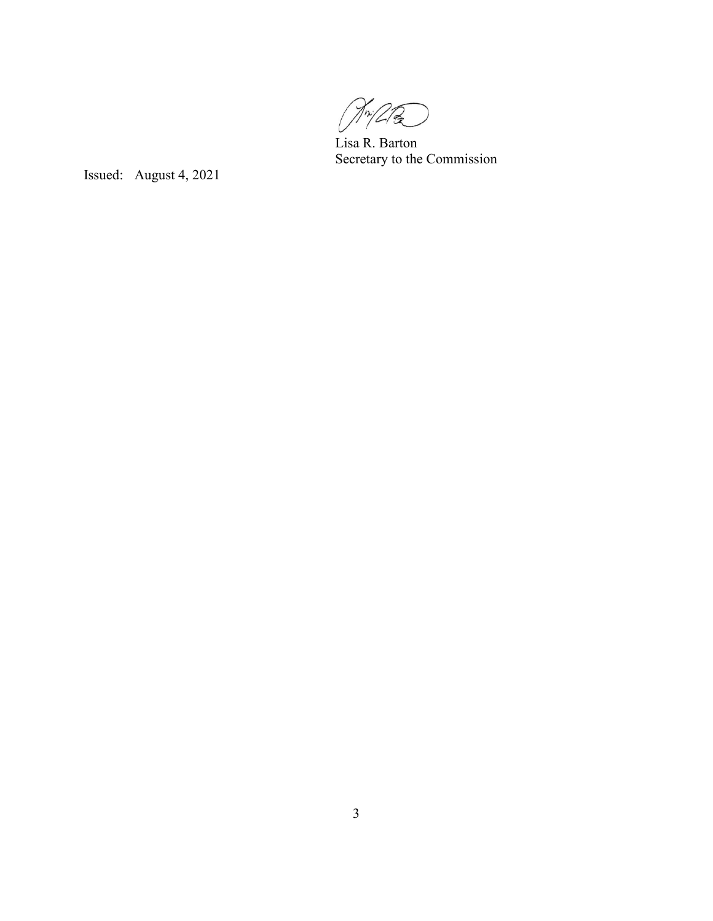Lisa R. Barton
Secretary to the Commission

Issued: August 4, 2021